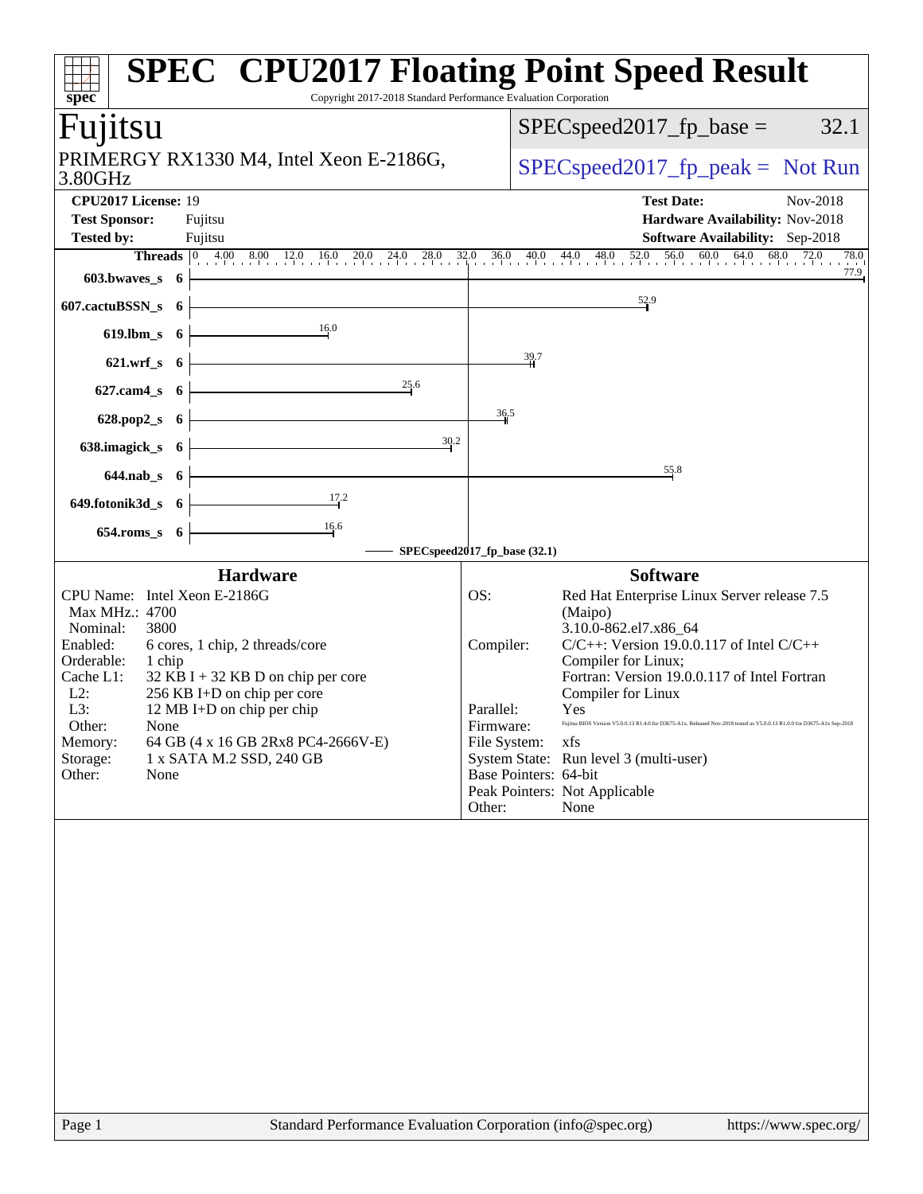# SPEC CPU2017 Floating Point Speed Result

Copyright 2017-2018 Standard Performance Evaluation Corporation

## Fujitsu

PRIMERGY RX1330 M4, Intel Xeon E-2186G, 3.80GHz

SPECspeed2017_fp_base = 32.1

SPECspeed2017_fp_peak = Not Run

| | | | |
|---|---|---|---|
| **CPU2017 License:** | 19 | **Test Date:** | Nov-2018 |
| **Test Sponsor:** | Fujitsu | **Hardware Availability:** | Nov-2018 |
| **Tested by:** | Fujitsu | **Software Availability:** | Sep-2018 |

| Benchmark | Threads | Base |
|---|---|---|
| 603.bwaves_s | 6 | 77.9 |
| 607.cactuBSSN_s | 6 | 52.9 |
| 619.lbm_s | 6 | 16.0 |
| 621.wrf_s | 6 | 39.7 |
| 627.cam4_s | 6 | 25.6 |
| 628.pop2_s | 6 | 36.5 |
| 638.imagick_s | 6 | 30.2 |
| 644.nab_s | 6 | 55.8 |
| 649.fotonik3d_s | 6 | 17.2 |
| 654.roms_s | 6 | 16.6 |

SPECspeed2017_fp_base (32.1)

### Hardware

| | |
|---|---|
| CPU Name: | Intel Xeon E-2186G |
| Max MHz.: | 4700 |
| Nominal: | 3800 |
| Enabled: | 6 cores, 1 chip, 2 threads/core |
| Orderable: | 1 chip |
| Cache L1: | 32 KB I + 32 KB D on chip per core |
| L2: | 256 KB I+D on chip per core |
| L3: | 12 MB I+D on chip per chip |
| Other: | None |
| Memory: | 64 GB (4 x 16 GB 2Rx8 PC4-2666V-E) |
| Storage: | 1 x SATA M.2 SSD, 240 GB |
| Other: | None |

### Software

| | |
|---|---|
| OS: | Red Hat Enterprise Linux Server release 7.5 (Maipo) 3.10.0-862.el7.x86_64 |
| Compiler: | C/C++: Version 19.0.0.117 of Intel C/C++ Compiler for Linux; Fortran: Version 19.0.0.117 of Intel Fortran Compiler for Linux |
| Parallel: | Yes |
| Firmware: | Fujitsu BIOS Version V5.0.0.13 R1.4.0 for D3675-A1x. Released Nov-2018 tested as V5.0.0.13 R1.0.0 for D3675-A1x Sep-2018 |
| File System: | xfs |
| System State: | Run level 3 (multi-user) |
| Base Pointers: | 64-bit |
| Peak Pointers: | Not Applicable |
| Other: | None |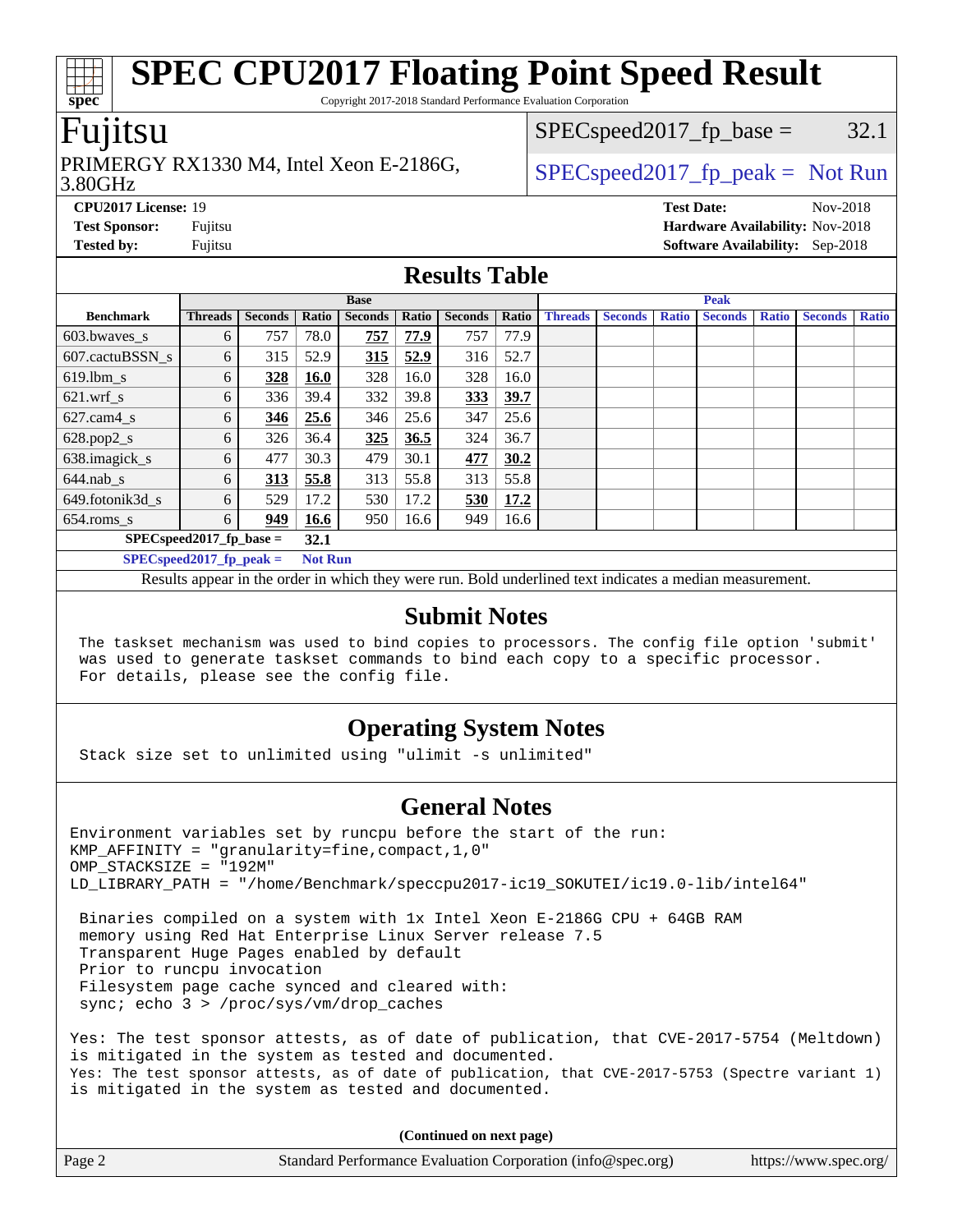# SPEC CPU2017 Floating Point Speed Result

Copyright 2017-2018 Standard Performance Evaluation Corporation

## Fujitsu

PRIMERGY RX1330 M4, Intel Xeon E-2186G, 3.80GHz

SPECspeed2017_fp_base = 32.1

SPECspeed2017_fp_peak = Not Run

**CPU2017 License:** 19
**Test Sponsor:** Fujitsu
**Tested by:** Fujitsu

**Test Date:** Nov-2018
**Hardware Availability:** Nov-2018
**Software Availability:** Sep-2018

## Results Table

| | Base | | | | | | | Peak | | | | | | |
|---|---|---|---|---|---|---|---|---|---|---|---|---|---|---|
| **Benchmark** | **Threads** | **Seconds** | **Ratio** | **Seconds** | **Ratio** | **Seconds** | **Ratio** | **Threads** | **Seconds** | **Ratio** | **Seconds** | **Ratio** | **Seconds** | **Ratio** |
| 603.bwaves_s | 6 | 757 | 78.0 | **757** | **77.9** | 757 | 77.9 | | | | | | | |
| 607.cactuBSSN_s | 6 | 315 | 52.9 | **315** | **52.9** | 316 | 52.7 | | | | | | | |
| 619.lbm_s | 6 | **328** | **16.0** | 328 | 16.0 | 328 | 16.0 | | | | | | | |
| 621.wrf_s | 6 | 336 | 39.4 | 332 | 39.8 | **333** | **39.7** | | | | | | | |
| 627.cam4_s | 6 | **346** | **25.6** | 346 | 25.6 | 347 | 25.6 | | | | | | | |
| 628.pop2_s | 6 | 326 | 36.4 | **325** | **36.5** | 324 | 36.7 | | | | | | | |
| 638.imagick_s | 6 | 477 | 30.3 | 479 | 30.1 | **477** | **30.2** | | | | | | | |
| 644.nab_s | 6 | **313** | **55.8** | 313 | 55.8 | 313 | 55.8 | | | | | | | |
| 649.fotonik3d_s | 6 | 529 | 17.2 | 530 | 17.2 | **530** | **17.2** | | | | | | | |
| 654.roms_s | 6 | **949** | **16.6** | 950 | 16.6 | 949 | 16.6 | | | | | | | |

**SPECspeed2017_fp_base = 32.1**

**SPECspeed2017_fp_peak = Not Run**

Results appear in the order in which they were run. Bold underlined text indicates a median measurement.

## Submit Notes

```
The taskset mechanism was used to bind copies to processors. The config file option 'submit'
was used to generate taskset commands to bind each copy to a specific processor.
For details, please see the config file.
```

## Operating System Notes

```
Stack size set to unlimited using "ulimit -s unlimited"
```

## General Notes

```
Environment variables set by runcpu before the start of the run:
KMP_AFFINITY = "granularity=fine,compact,1,0"
OMP_STACKSIZE = "192M"
LD_LIBRARY_PATH = "/home/Benchmark/speccpu2017-ic19_SOKUTEI/ic19.0-lib/intel64"

 Binaries compiled on a system with 1x Intel Xeon E-2186G CPU + 64GB RAM
 memory using Red Hat Enterprise Linux Server release 7.5
 Transparent Huge Pages enabled by default
 Prior to runcpu invocation
 Filesystem page cache synced and cleared with:
 sync; echo 3 > /proc/sys/vm/drop_caches

Yes: The test sponsor attests, as of date of publication, that CVE-2017-5754 (Meltdown)
is mitigated in the system as tested and documented.
Yes: The test sponsor attests, as of date of publication, that CVE-2017-5753 (Spectre variant 1)
is mitigated in the system as tested and documented.
```

**(Continued on next page)**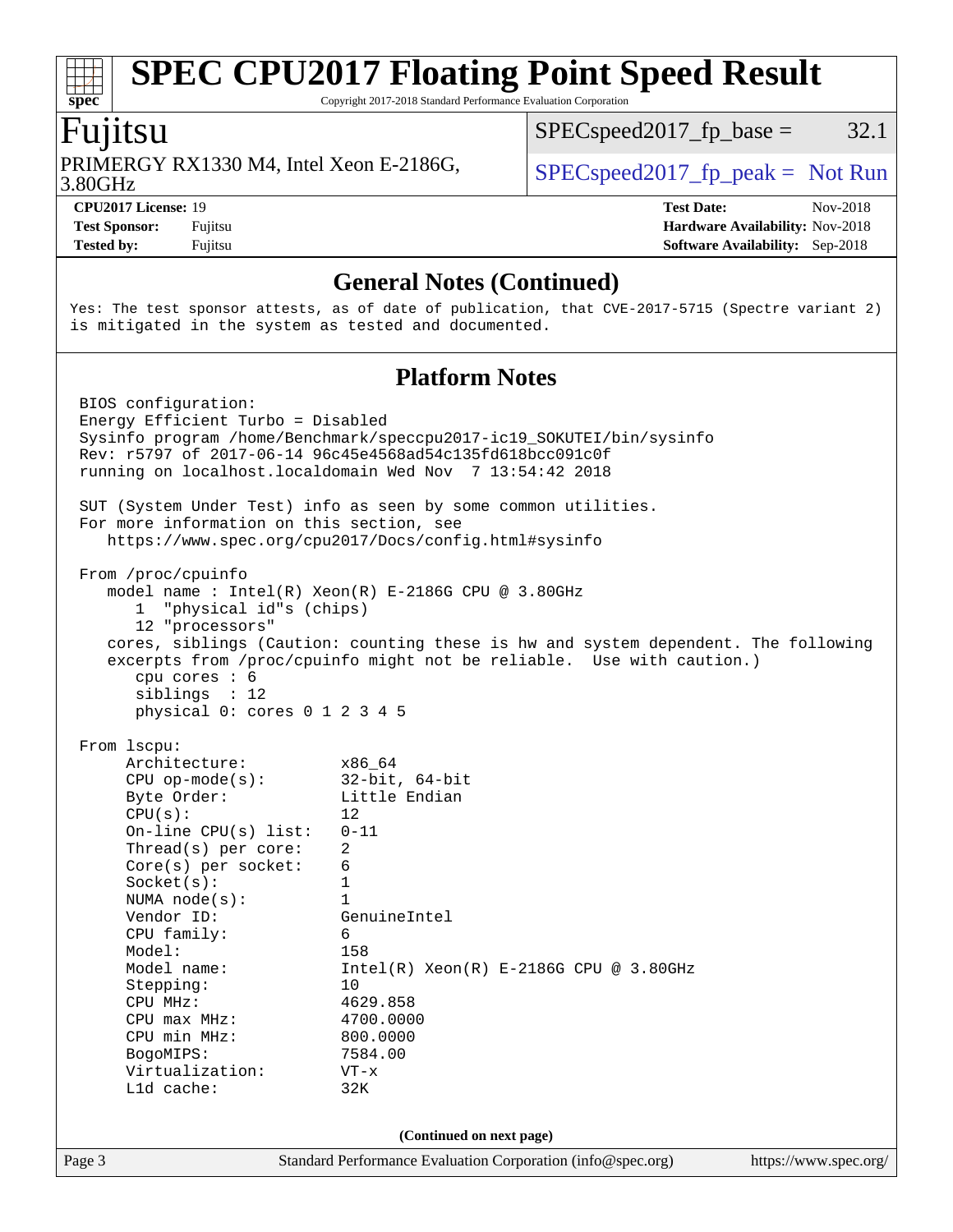## General Notes (Continued)

```
Yes: The test sponsor attests, as of date of publication, that CVE-2017-5715 (Spectre variant 2)
is mitigated in the system as tested and documented.
```

## Platform Notes

```
BIOS configuration:
Energy Efficient Turbo = Disabled
Sysinfo program /home/Benchmark/speccpu2017-ic19_SOKUTEI/bin/sysinfo
Rev: r5797 of 2017-06-14 96c45e4568ad54c135fd618bcc091c0f
running on localhost.localdomain Wed Nov  7 13:54:42 2018

SUT (System Under Test) info as seen by some common utilities.
For more information on this section, see
   https://www.spec.org/cpu2017/Docs/config.html#sysinfo

From /proc/cpuinfo
   model name : Intel(R) Xeon(R) E-2186G CPU @ 3.80GHz
      1  "physical id"s (chips)
      12 "processors"
   cores, siblings (Caution: counting these is hw and system dependent. The following
   excerpts from /proc/cpuinfo might not be reliable.  Use with caution.)
      cpu cores : 6
      siblings  : 12
      physical 0: cores 0 1 2 3 4 5

From lscpu:
     Architecture:          x86_64
     CPU op-mode(s):        32-bit, 64-bit
     Byte Order:            Little Endian
     CPU(s):                12
     On-line CPU(s) list:   0-11
     Thread(s) per core:    2
     Core(s) per socket:    6
     Socket(s):             1
     NUMA node(s):          1
     Vendor ID:             GenuineIntel
     CPU family:            6
     Model:                 158
     Model name:            Intel(R) Xeon(R) E-2186G CPU @ 3.80GHz
     Stepping:              10
     CPU MHz:               4629.858
     CPU max MHz:           4700.0000
     CPU min MHz:           800.0000
     BogoMIPS:              7584.00
     Virtualization:        VT-x
     L1d cache:             32K
```

(Continued on next page)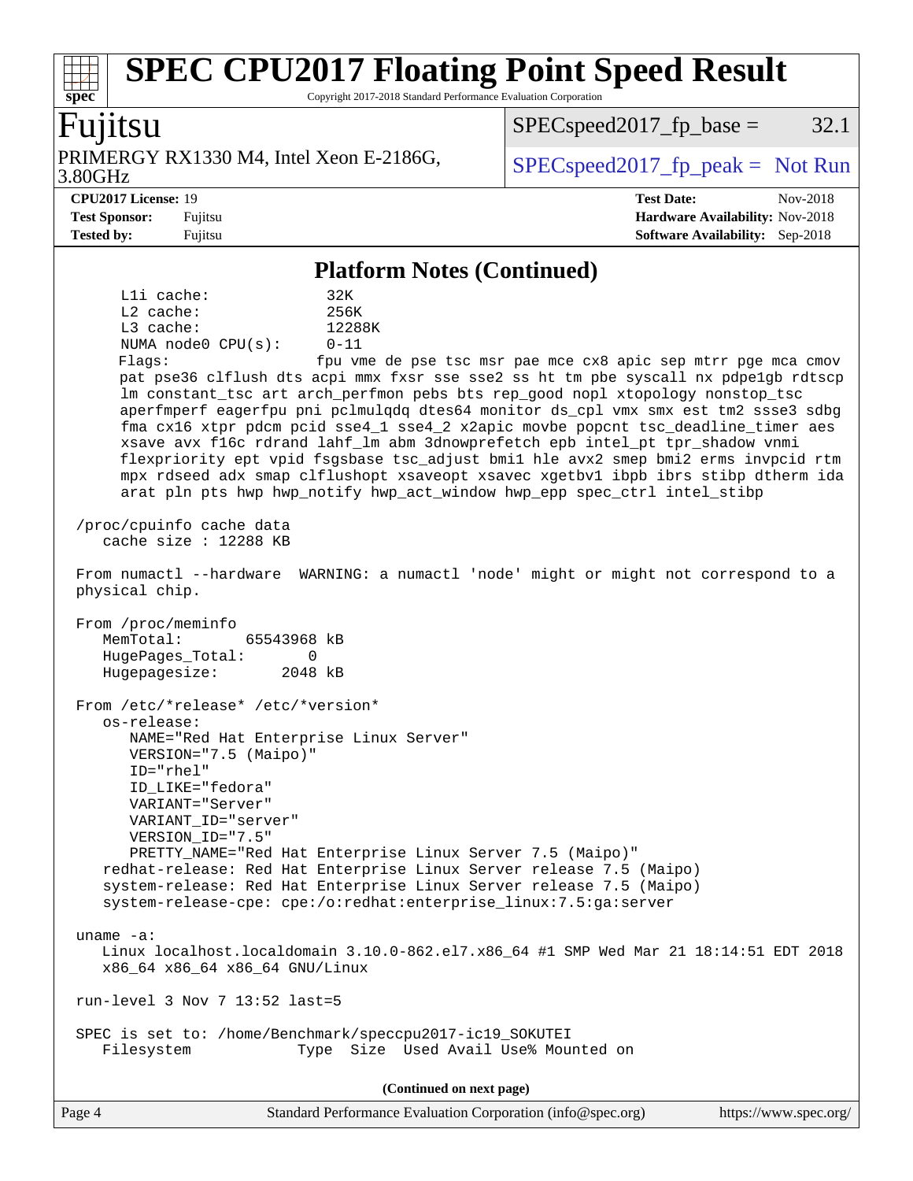# SPEC CPU2017 Floating Point Speed Result

Copyright 2017-2018 Standard Performance Evaluation Corporation

**Fujitsu**

PRIMERGY RX1330 M4, Intel Xeon E-2186G, 3.80GHz

SPECspeed2017_fp_base = 32.1

SPECspeed2017_fp_peak = Not Run

**CPU2017 License:** 19
**Test Sponsor:** Fujitsu
**Tested by:** Fujitsu

**Test Date:** Nov-2018
**Hardware Availability:** Nov-2018
**Software Availability:** Sep-2018

## Platform Notes (Continued)

```
    L1i cache:             32K
    L2 cache:              256K
    L3 cache:              12288K
    NUMA node0 CPU(s):     0-11
    Flags:                 fpu vme de pse tsc msr pae mce cx8 apic sep mtrr pge mca cmov
    pat pse36 clflush dts acpi mmx fxsr sse sse2 ss ht tm pbe syscall nx pdpe1gb rdtscp
    lm constant_tsc art arch_perfmon pebs bts rep_good nopl xtopology nonstop_tsc
    aperfmperf eagerfpu pni pclmulqdq dtes64 monitor ds_cpl vmx smx est tm2 ssse3 sdbg
    fma cx16 xtpr pdcm pcid sse4_1 sse4_2 x2apic movbe popcnt tsc_deadline_timer aes
    xsave avx f16c rdrand lahf_lm abm 3dnowprefetch epb intel_pt tpr_shadow vnmi
    flexpriority ept vpid fsgsbase tsc_adjust bmi1 hle avx2 smep bmi2 erms invpcid rtm
    mpx rdseed adx smap clflushopt xsaveopt xsavec xgetbv1 ibpb ibrs stibp dtherm ida
    arat pln pts hwp hwp_notify hwp_act_window hwp_epp spec_ctrl intel_stibp

 /proc/cpuinfo cache data
    cache size : 12288 KB

 From numactl --hardware  WARNING: a numactl 'node' might or might not correspond to a
 physical chip.

 From /proc/meminfo
    MemTotal:       65543968 kB
    HugePages_Total:       0
    Hugepagesize:       2048 kB

 From /etc/*release* /etc/*version*
    os-release:
       NAME="Red Hat Enterprise Linux Server"
       VERSION="7.5 (Maipo)"
       ID="rhel"
       ID_LIKE="fedora"
       VARIANT="Server"
       VARIANT_ID="server"
       VERSION_ID="7.5"
       PRETTY_NAME="Red Hat Enterprise Linux Server 7.5 (Maipo)"
    redhat-release: Red Hat Enterprise Linux Server release 7.5 (Maipo)
    system-release: Red Hat Enterprise Linux Server release 7.5 (Maipo)
    system-release-cpe: cpe:/o:redhat:enterprise_linux:7.5:ga:server

 uname -a:
    Linux localhost.localdomain 3.10.0-862.el7.x86_64 #1 SMP Wed Mar 21 18:14:51 EDT 2018
    x86_64 x86_64 x86_64 GNU/Linux

 run-level 3 Nov 7 13:52 last=5

 SPEC is set to: /home/Benchmark/speccpu2017-ic19_SOKUTEI
    Filesystem             Type  Size  Used Avail Use% Mounted on
```

**(Continued on next page)**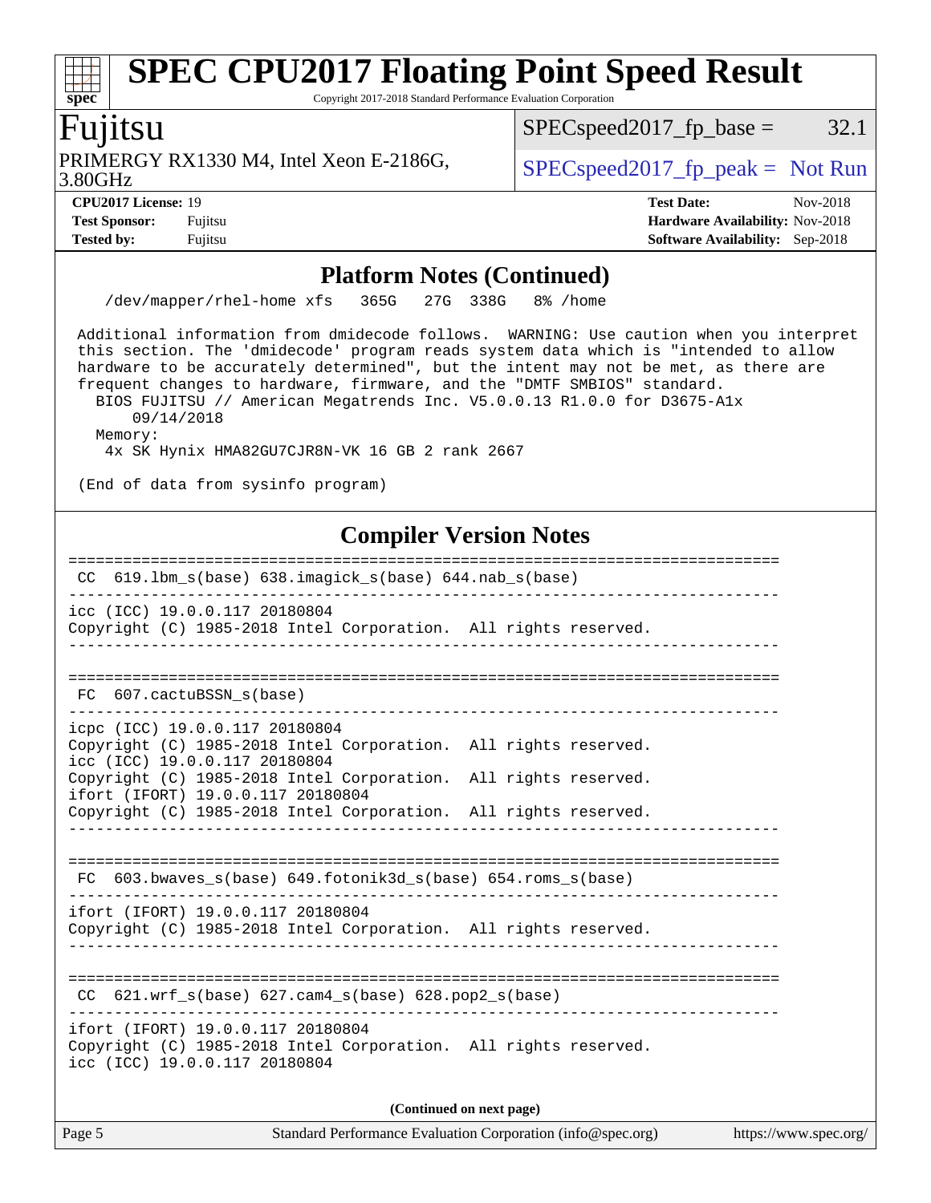## Platform Notes (Continued)

```
   /dev/mapper/rhel-home xfs   365G   27G  338G   8% /home

 Additional information from dmidecode follows.  WARNING: Use caution when you interpret
 this section. The 'dmidecode' program reads system data which is "intended to allow
 hardware to be accurately determined", but the intent may not be met, as there are
 frequent changes to hardware, firmware, and the "DMTF SMBIOS" standard.
   BIOS FUJITSU // American Megatrends Inc. V5.0.0.13 R1.0.0 for D3675-A1x
       09/14/2018
   Memory:
    4x SK Hynix HMA82GU7CJR8N-VK 16 GB 2 rank 2667

 (End of data from sysinfo program)
```

## Compiler Version Notes

```
==============================================================================
 CC  619.lbm_s(base) 638.imagick_s(base) 644.nab_s(base)
------------------------------------------------------------------------------
icc (ICC) 19.0.0.117 20180804
Copyright (C) 1985-2018 Intel Corporation.  All rights reserved.
------------------------------------------------------------------------------

==============================================================================
 FC  607.cactuBSSN_s(base)
------------------------------------------------------------------------------
icpc (ICC) 19.0.0.117 20180804
Copyright (C) 1985-2018 Intel Corporation.  All rights reserved.
icc (ICC) 19.0.0.117 20180804
Copyright (C) 1985-2018 Intel Corporation.  All rights reserved.
ifort (IFORT) 19.0.0.117 20180804
Copyright (C) 1985-2018 Intel Corporation.  All rights reserved.
------------------------------------------------------------------------------

==============================================================================
 FC  603.bwaves_s(base) 649.fotonik3d_s(base) 654.roms_s(base)
------------------------------------------------------------------------------
ifort (IFORT) 19.0.0.117 20180804
Copyright (C) 1985-2018 Intel Corporation.  All rights reserved.
------------------------------------------------------------------------------

==============================================================================
 CC  621.wrf_s(base) 627.cam4_s(base) 628.pop2_s(base)
------------------------------------------------------------------------------
ifort (IFORT) 19.0.0.117 20180804
Copyright (C) 1985-2018 Intel Corporation.  All rights reserved.
icc (ICC) 19.0.0.117 20180804
```

**(Continued on next page)**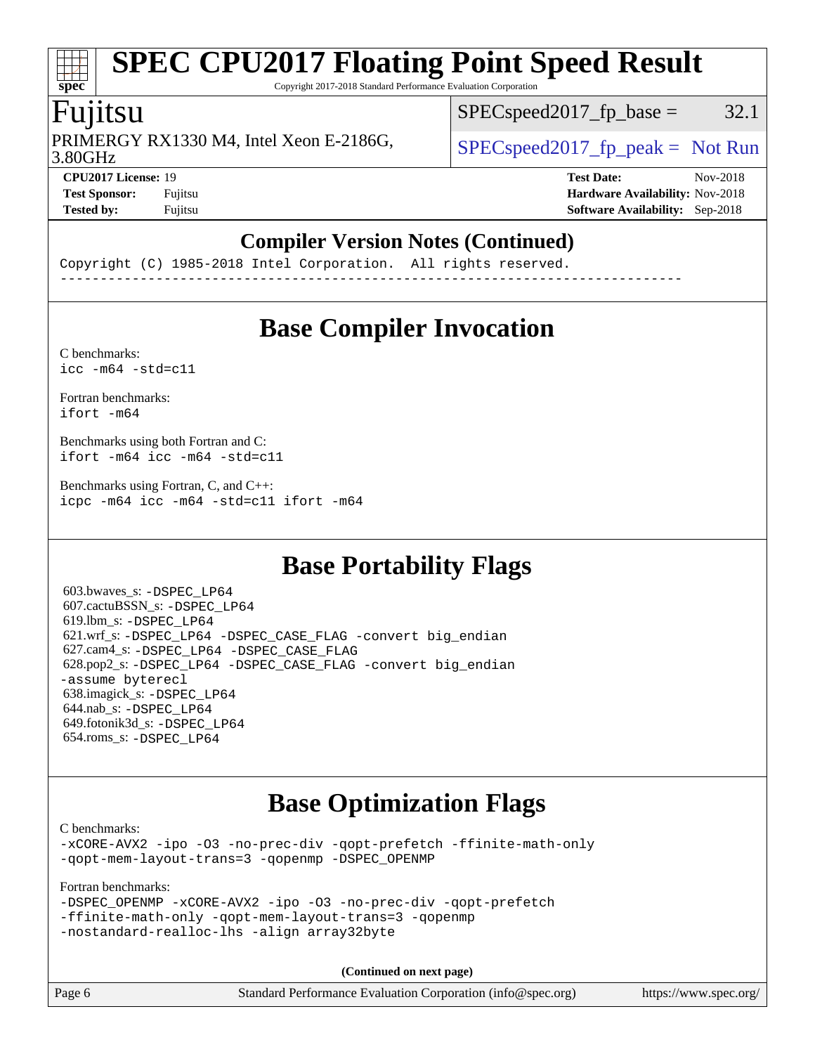## Compiler Version Notes (Continued)

```
Copyright (C) 1985-2018 Intel Corporation.  All rights reserved.
------------------------------------------------------------------------------
```

# Base Compiler Invocation

C benchmarks:
`icc -m64 -std=c11`

Fortran benchmarks:
`ifort -m64`

Benchmarks using both Fortran and C:
`ifort -m64 icc -m64 -std=c11`

Benchmarks using Fortran, C, and C++:
`icpc -m64 icc -m64 -std=c11 ifort -m64`

# Base Portability Flags

603.bwaves_s: `-DSPEC_LP64`
607.cactuBSSN_s: `-DSPEC_LP64`
619.lbm_s: `-DSPEC_LP64`
621.wrf_s: `-DSPEC_LP64 -DSPEC_CASE_FLAG -convert big_endian`
627.cam4_s: `-DSPEC_LP64 -DSPEC_CASE_FLAG`
628.pop2_s: `-DSPEC_LP64 -DSPEC_CASE_FLAG -convert big_endian -assume byterecl`
638.imagick_s: `-DSPEC_LP64`
644.nab_s: `-DSPEC_LP64`
649.fotonik3d_s: `-DSPEC_LP64`
654.roms_s: `-DSPEC_LP64`

# Base Optimization Flags

C benchmarks:
`-xCORE-AVX2 -ipo -O3 -no-prec-div -qopt-prefetch -ffinite-math-only -qopt-mem-layout-trans=3 -qopenmp -DSPEC_OPENMP`

Fortran benchmarks:
`-DSPEC_OPENMP -xCORE-AVX2 -ipo -O3 -no-prec-div -qopt-prefetch -ffinite-math-only -qopt-mem-layout-trans=3 -qopenmp -nostandard-realloc-lhs -align array32byte`

**(Continued on next page)**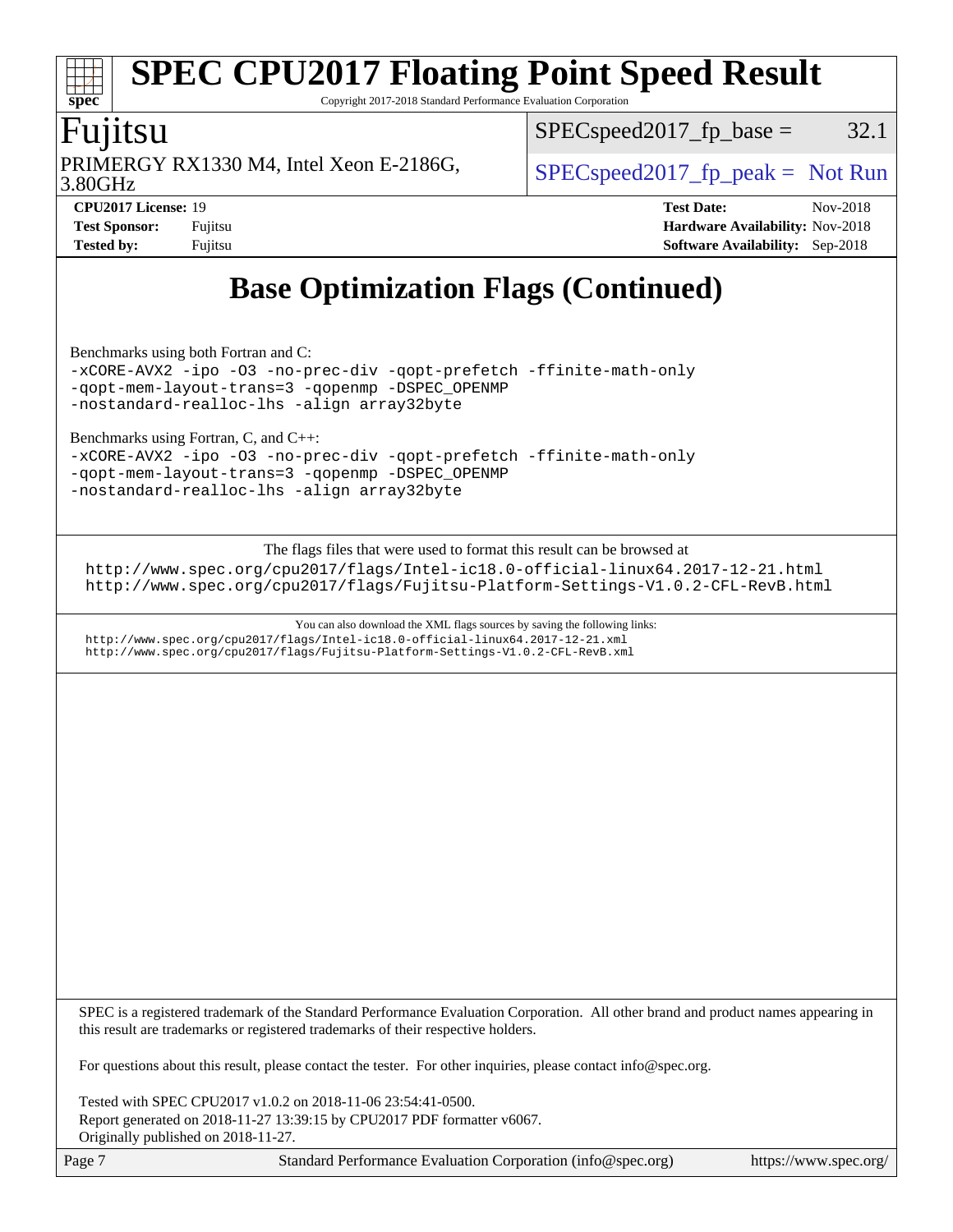# Base Optimization Flags (Continued)

Benchmarks using both Fortran and C:

```
-xCORE-AVX2 -ipo -O3 -no-prec-div -qopt-prefetch -ffinite-math-only
-qopt-mem-layout-trans=3 -qopenmp -DSPEC_OPENMP
-nostandard-realloc-lhs -align array32byte
```

Benchmarks using Fortran, C, and C++:

```
-xCORE-AVX2 -ipo -O3 -no-prec-div -qopt-prefetch -ffinite-math-only
-qopt-mem-layout-trans=3 -qopenmp -DSPEC_OPENMP
-nostandard-realloc-lhs -align array32byte
```

The flags files that were used to format this result can be browsed at
http://www.spec.org/cpu2017/flags/Intel-ic18.0-official-linux64.2017-12-21.html
http://www.spec.org/cpu2017/flags/Fujitsu-Platform-Settings-V1.0.2-CFL-RevB.html

You can also download the XML flags sources by saving the following links:
http://www.spec.org/cpu2017/flags/Intel-ic18.0-official-linux64.2017-12-21.xml
http://www.spec.org/cpu2017/flags/Fujitsu-Platform-Settings-V1.0.2-CFL-RevB.xml

SPEC is a registered trademark of the Standard Performance Evaluation Corporation. All other brand and product names appearing in this result are trademarks or registered trademarks of their respective holders.

For questions about this result, please contact the tester. For other inquiries, please contact info@spec.org.

Tested with SPEC CPU2017 v1.0.2 on 2018-11-06 23:54:41-0500.
Report generated on 2018-11-27 13:39:15 by CPU2017 PDF formatter v6067.
Originally published on 2018-11-27.